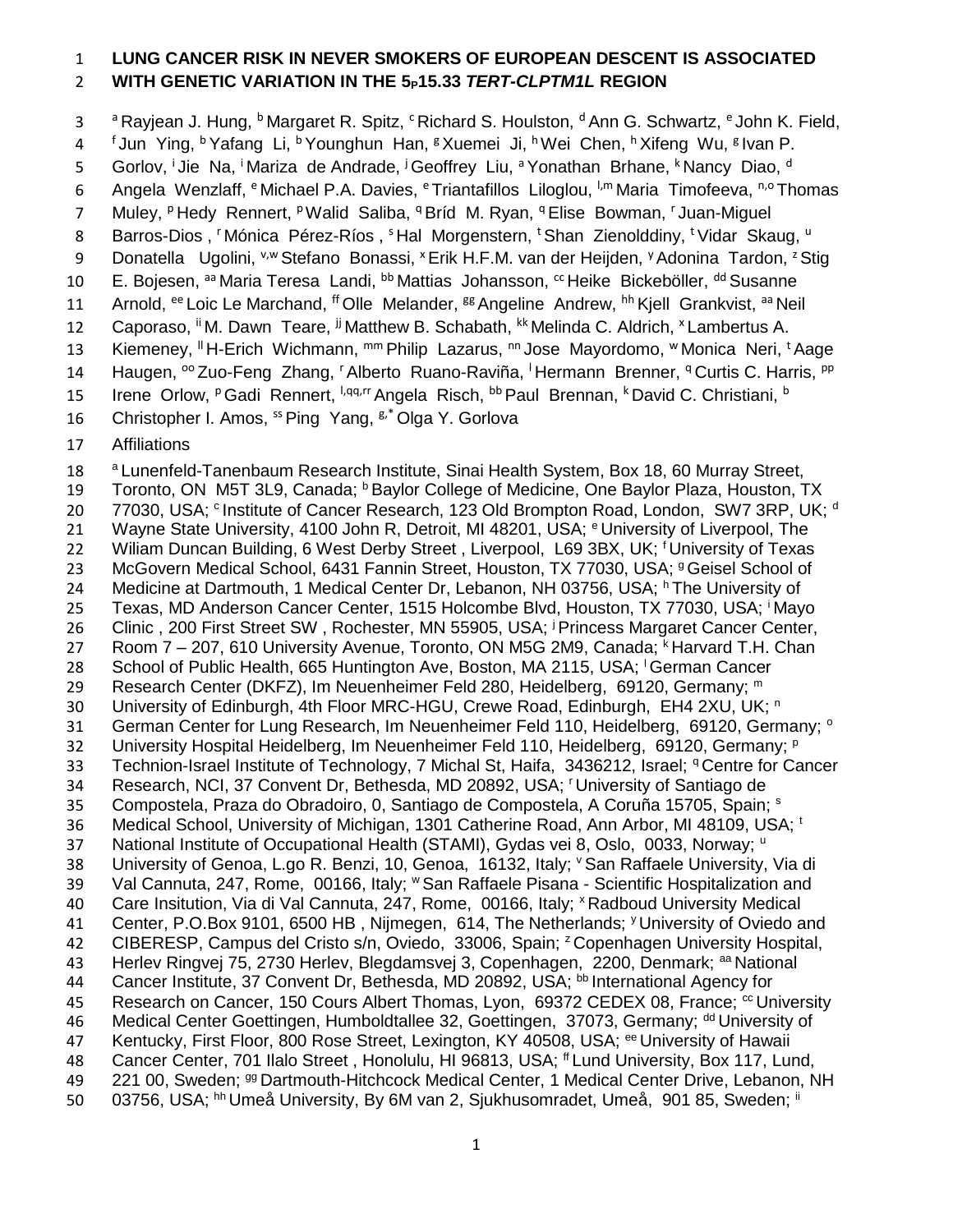# LUNG CANCER RISK IN NEVER SMOKERS OF EUROPEAN DESCENT IS ASSOCIATED WITH GENETIC VARIATION IN THE 5p15.33 *TERT-CLPTM1L* REGION

[a] Rayjean J. Hung, [b] Margaret R. Spitz, [c] Richard S. Houlston, [d] Ann G. Schwartz, [e] John K. Field, [f] Jun Ying, [b] Yafang Li, [b] Younghun Han, [g] Xuemei Ji, [h] Wei Chen, [h] Xifeng Wu, [g] Ivan P. Gorlov, [i] Jie Na, [i] Mariza de Andrade, [j] Geoffrey Liu, [a] Yonathan Brhane, [k] Nancy Diao, [d] Angela Wenzlaff, [e] Michael P.A. Davies, [e] Triantafillos Liloglou, [l,m] Maria Timofeeva, [n,o] Thomas Muley, [p] Hedy Rennert, [p] Walid Saliba, [q] Bríd M. Ryan, [q] Elise Bowman, [r] Juan-Miguel Barros-Dios , [r] Mónica Pérez-Ríos , [s] Hal Morgenstern, [t] Shan Zienolddiny, [t] Vidar Skaug, [u] Donatella Ugolini, [v,w] Stefano Bonassi, [x] Erik H.F.M. van der Heijden, [y] Adonina Tardon, [z] Stig E. Bojesen, [aa] Maria Teresa Landi, [bb] Mattias Johansson, [cc] Heike Bickeböller, [dd] Susanne Arnold, [ee] Loic Le Marchand, [ff] Olle Melander, [gg] Angeline Andrew, [hh] Kjell Grankvist, [aa] Neil Caporaso, [ii] M. Dawn Teare, [jj] Matthew B. Schabath, [kk] Melinda C. Aldrich, [x] Lambertus A. Kiemeney, [ll] H-Erich Wichmann, [mm] Philip Lazarus, [nn] Jose Mayordomo, [w] Monica Neri, [t] Aage Haugen, [oo] Zuo-Feng Zhang, [r] Alberto Ruano-Raviña, [l] Hermann Brenner, [q] Curtis C. Harris, [pp] Irene Orlow, [p] Gadi Rennert, [l,qq,rr] Angela Risch, [bb] Paul Brennan, [k] David C. Christiani, [b] Christopher I. Amos, [ss] Ping Yang, [g,*] Olga Y. Gorlova

Affiliations

[a] Lunenfeld-Tanenbaum Research Institute, Sinai Health System, Box 18, 60 Murray Street, Toronto, ON M5T 3L9, Canada; [b] Baylor College of Medicine, One Baylor Plaza, Houston, TX 77030, USA; [c] Institute of Cancer Research, 123 Old Brompton Road, London, SW7 3RP, UK; [d] Wayne State University, 4100 John R, Detroit, MI 48201, USA; [e] University of Liverpool, The Wiliam Duncan Building, 6 West Derby Street , Liverpool, L69 3BX, UK; [f] University of Texas McGovern Medical School, 6431 Fannin Street, Houston, TX 77030, USA; [g] Geisel School of Medicine at Dartmouth, 1 Medical Center Dr, Lebanon, NH 03756, USA; [h] The University of Texas, MD Anderson Cancer Center, 1515 Holcombe Blvd, Houston, TX 77030, USA; [i] Mayo Clinic , 200 First Street SW , Rochester, MN 55905, USA; [j] Princess Margaret Cancer Center, Room 7 – 207, 610 University Avenue, Toronto, ON M5G 2M9, Canada; [k] Harvard T.H. Chan School of Public Health, 665 Huntington Ave, Boston, MA 2115, USA; [l] German Cancer Research Center (DKFZ), Im Neuenheimer Feld 280, Heidelberg, 69120, Germany; [m] University of Edinburgh, 4th Floor MRC-HGU, Crewe Road, Edinburgh, EH4 2XU, UK; [n] German Center for Lung Research, Im Neuenheimer Feld 110, Heidelberg, 69120, Germany; [o] University Hospital Heidelberg, Im Neuenheimer Feld 110, Heidelberg, 69120, Germany; [p] Technion-Israel Institute of Technology, 7 Michal St, Haifa, 3436212, Israel; [q] Centre for Cancer Research, NCI, 37 Convent Dr, Bethesda, MD 20892, USA; [r] University of Santiago de Compostela, Praza do Obradoiro, 0, Santiago de Compostela, A Coruña 15705, Spain; [s] Medical School, University of Michigan, 1301 Catherine Road, Ann Arbor, MI 48109, USA; [t] National Institute of Occupational Health (STAMI), Gydas vei 8, Oslo, 0033, Norway; [u] University of Genoa, L.go R. Benzi, 10, Genoa, 16132, Italy; [v] San Raffaele University, Via di Val Cannuta, 247, Rome, 00166, Italy; [w] San Raffaele Pisana - Scientific Hospitalization and Care Insitution, Via di Val Cannuta, 247, Rome, 00166, Italy; [x] Radboud University Medical Center, P.O.Box 9101, 6500 HB , Nijmegen, 614, The Netherlands; [y] University of Oviedo and CIBERESP, Campus del Cristo s/n, Oviedo, 33006, Spain; [z] Copenhagen University Hospital, Herlev Ringvej 75, 2730 Herlev, Blegdamsvej 3, Copenhagen, 2200, Denmark; [aa] National Cancer Institute, 37 Convent Dr, Bethesda, MD 20892, USA; [bb] International Agency for Research on Cancer, 150 Cours Albert Thomas, Lyon, 69372 CEDEX 08, France; [cc] University Medical Center Goettingen, Humboldtallee 32, Goettingen, 37073, Germany; [dd] University of Kentucky, First Floor, 800 Rose Street, Lexington, KY 40508, USA; [ee] University of Hawaii Cancer Center, 701 Ilalo Street , Honolulu, HI 96813, USA; [ff] Lund University, Box 117, Lund, 221 00, Sweden; [gg] Dartmouth-Hitchcock Medical Center, 1 Medical Center Drive, Lebanon, NH 03756, USA; [hh] Umeå University, By 6M van 2, Sjukhusomradet, Umeå, 901 85, Sweden; [ii]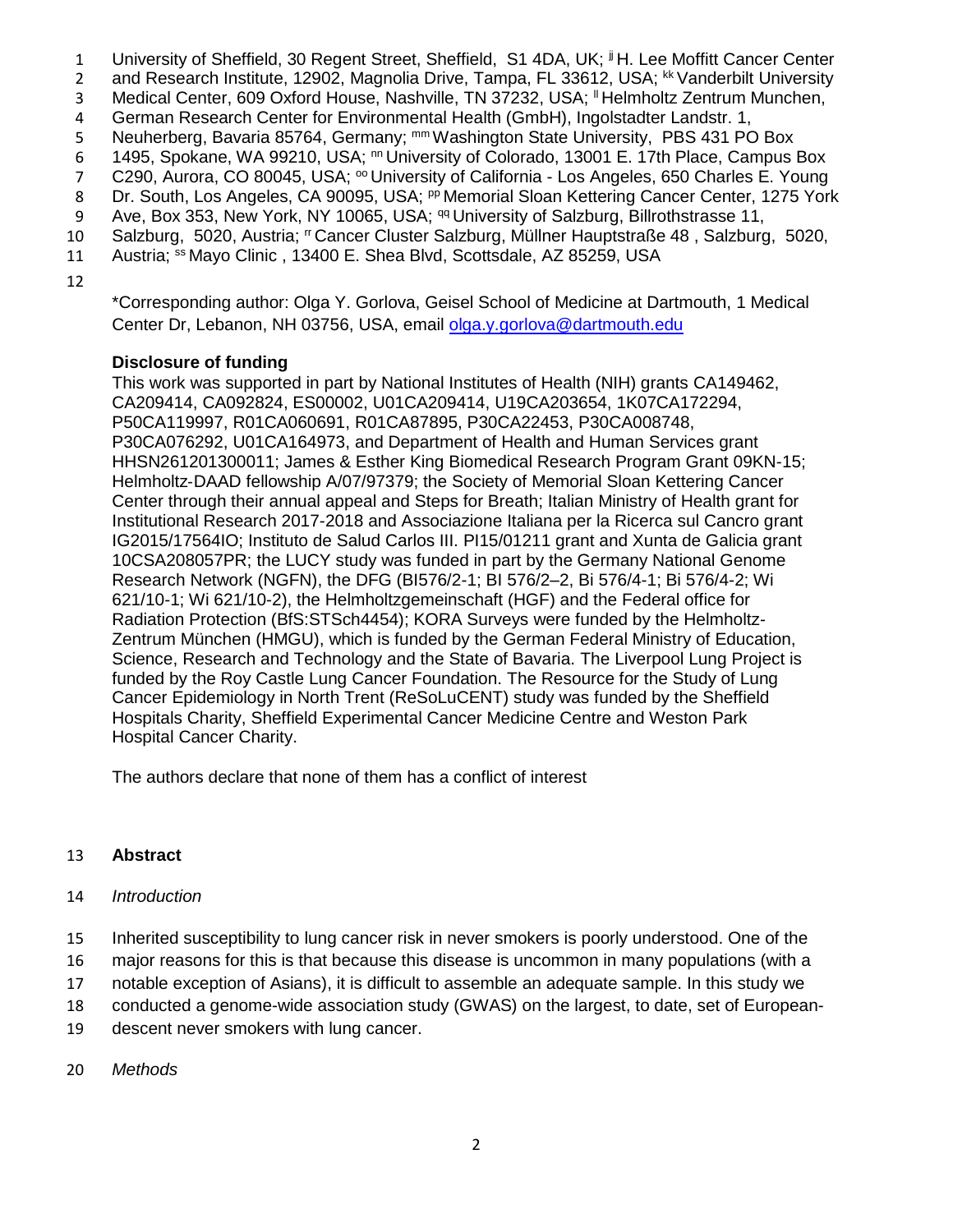University of Sheffield, 30 Regent Street, Sheffield, S1 4DA, UK; [jj] H. Lee Moffitt Cancer Center and Research Institute, 12902, Magnolia Drive, Tampa, FL 33612, USA; [kk] Vanderbilt University Medical Center, 609 Oxford House, Nashville, TN 37232, USA; [ll] Helmholtz Zentrum Munchen, German Research Center for Environmental Health (GmbH), Ingolstadter Landstr. 1, Neuherberg, Bavaria 85764, Germany; [mm] Washington State University, PBS 431 PO Box 1495, Spokane, WA 99210, USA; [nn] University of Colorado, 13001 E. 17th Place, Campus Box C290, Aurora, CO 80045, USA; [oo] University of California - Los Angeles, 650 Charles E. Young Dr. South, Los Angeles, CA 90095, USA; [pp] Memorial Sloan Kettering Cancer Center, 1275 York Ave, Box 353, New York, NY 10065, USA; [qq] University of Salzburg, Billrothstrasse 11, Salzburg, 5020, Austria; [rr] Cancer Cluster Salzburg, Müllner Hauptstraße 48 , Salzburg, 5020, Austria; [ss] Mayo Clinic , 13400 E. Shea Blvd, Scottsdale, AZ 85259, USA

*Corresponding author: Olga Y. Gorlova, Geisel School of Medicine at Dartmouth, 1 Medical Center Dr, Lebanon, NH 03756, USA, email olga.y.gorlova@dartmouth.edu

**Disclosure of funding**

This work was supported in part by National Institutes of Health (NIH) grants CA149462, CA209414, CA092824, ES00002, U01CA209414, U19CA203654, 1K07CA172294, P50CA119997, R01CA060691, R01CA87895, P30CA22453, P30CA008748, P30CA076292, U01CA164973, and Department of Health and Human Services grant HHSN261201300011; James & Esther King Biomedical Research Program Grant 09KN-15; Helmholtz-DAAD fellowship A/07/97379; the Society of Memorial Sloan Kettering Cancer Center through their annual appeal and Steps for Breath; Italian Ministry of Health grant for Institutional Research 2017-2018 and Associazione Italiana per la Ricerca sul Cancro grant IG2015/17564IO; Instituto de Salud Carlos III. PI15/01211 grant and Xunta de Galicia grant 10CSA208057PR; the LUCY study was funded in part by the Germany National Genome Research Network (NGFN), the DFG (BI576/2-1; BI 576/2–2, Bi 576/4-1; Bi 576/4-2; Wi 621/10-1; Wi 621/10-2), the Helmholtzgemeinschaft (HGF) and the Federal office for Radiation Protection (BfS:STSch4454); KORA Surveys were funded by the Helmholtz-Zentrum München (HMGU), which is funded by the German Federal Ministry of Education, Science, Research and Technology and the State of Bavaria. The Liverpool Lung Project is funded by the Roy Castle Lung Cancer Foundation. The Resource for the Study of Lung Cancer Epidemiology in North Trent (ReSoLuCENT) study was funded by the Sheffield Hospitals Charity, Sheffield Experimental Cancer Medicine Centre and Weston Park Hospital Cancer Charity.

The authors declare that none of them has a conflict of interest

## Abstract

*Introduction*

Inherited susceptibility to lung cancer risk in never smokers is poorly understood. One of the major reasons for this is that because this disease is uncommon in many populations (with a notable exception of Asians), it is difficult to assemble an adequate sample. In this study we conducted a genome-wide association study (GWAS) on the largest, to date, set of European-descent never smokers with lung cancer.

*Methods*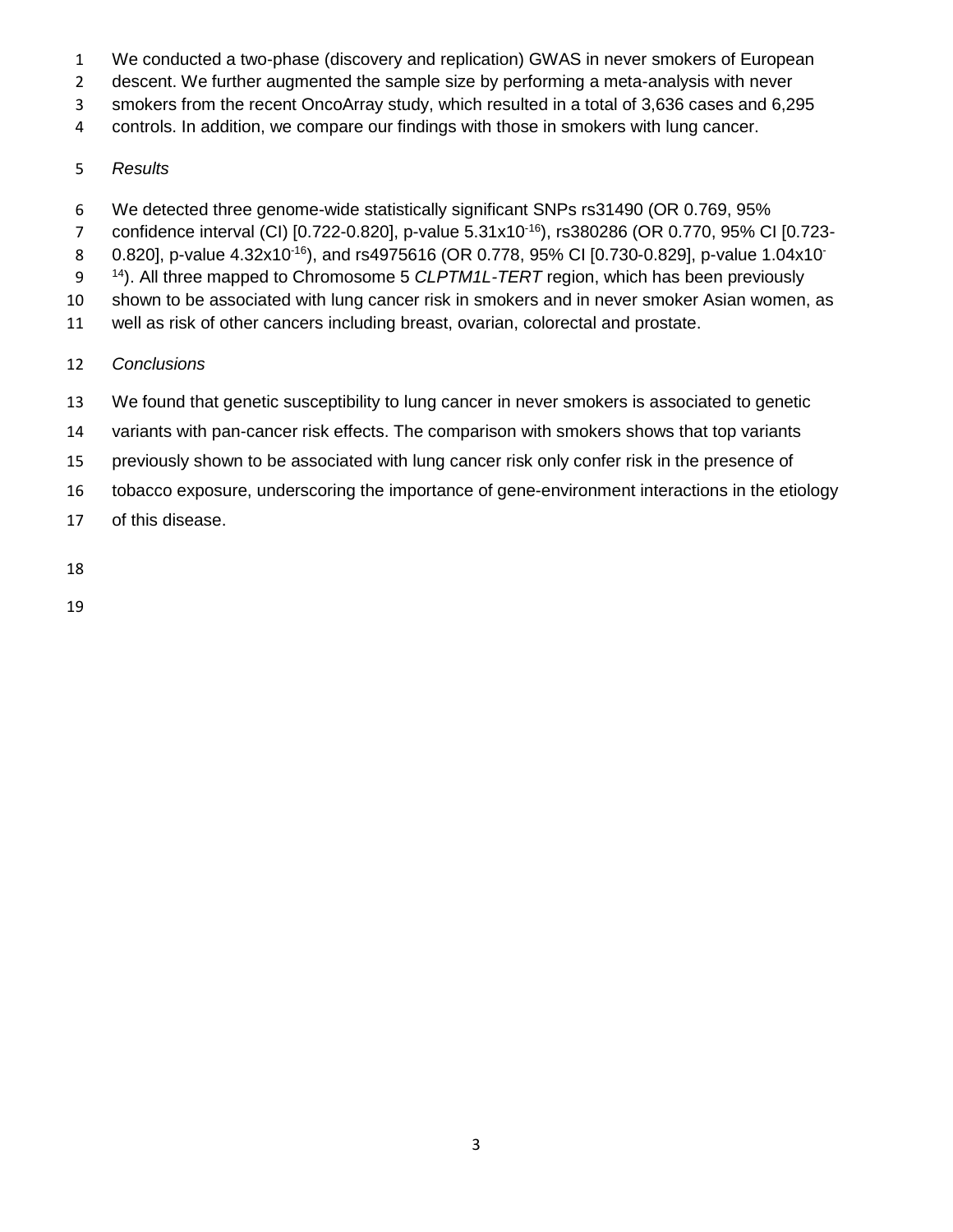We conducted a two-phase (discovery and replication) GWAS in never smokers of European descent. We further augmented the sample size by performing a meta-analysis with never smokers from the recent OncoArray study, which resulted in a total of 3,636 cases and 6,295 controls. In addition, we compare our findings with those in smokers with lung cancer.

*Results*

We detected three genome-wide statistically significant SNPs rs31490 (OR 0.769, 95% confidence interval (CI) [0.722-0.820], p-value $5.31 \times 10^{-16}$), rs380286 (OR 0.770, 95% CI [0.723-0.820], p-value $4.32 \times 10^{-16}$), and rs4975616 (OR 0.778, 95% CI [0.730-0.829], p-value $1.04 \times 10^{-14}$). All three mapped to Chromosome 5 *CLPTM1L-TERT* region, which has been previously shown to be associated with lung cancer risk in smokers and in never smoker Asian women, as well as risk of other cancers including breast, ovarian, colorectal and prostate.

*Conclusions*

We found that genetic susceptibility to lung cancer in never smokers is associated to genetic variants with pan-cancer risk effects. The comparison with smokers shows that top variants previously shown to be associated with lung cancer risk only confer risk in the presence of tobacco exposure, underscoring the importance of gene-environment interactions in the etiology of this disease.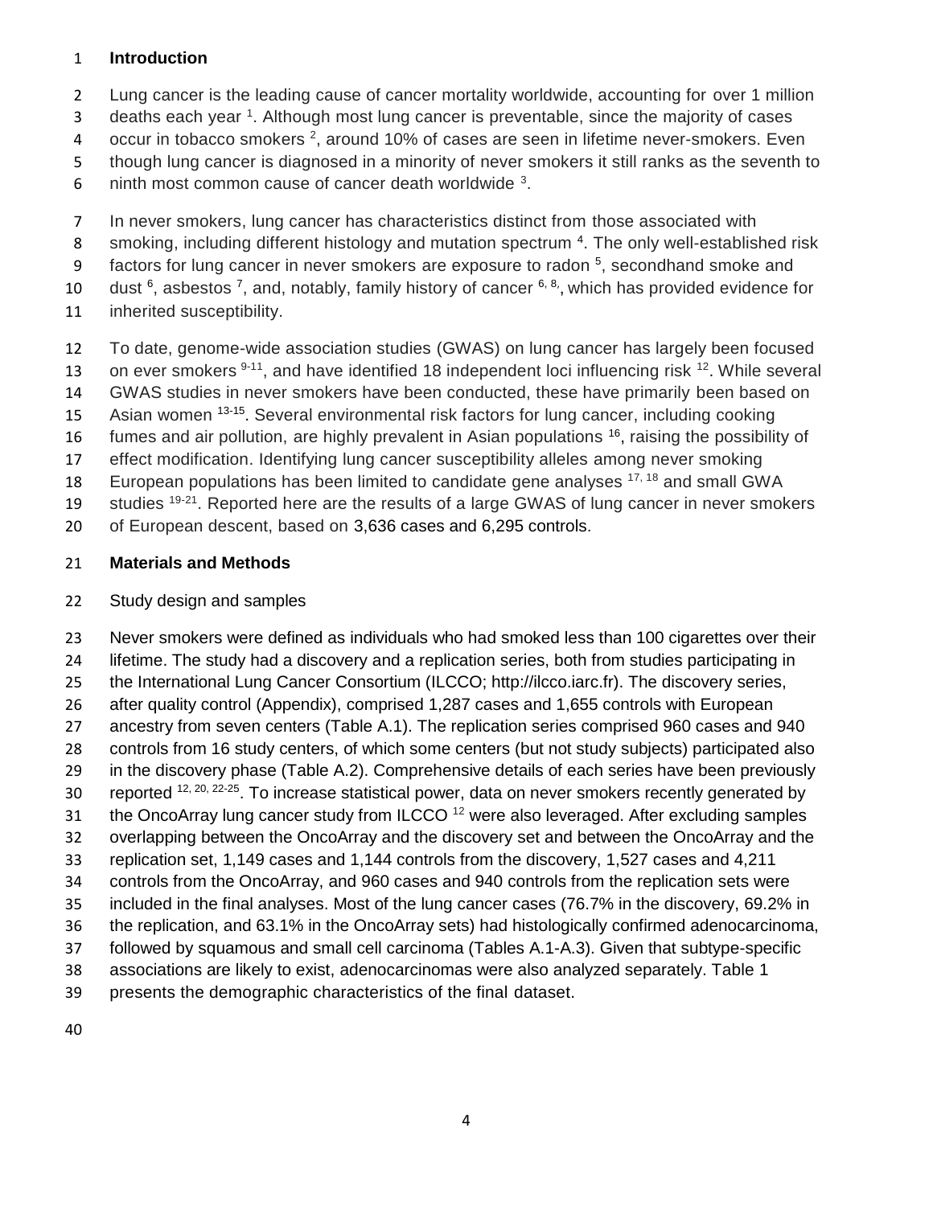## Introduction

Lung cancer is the leading cause of cancer mortality worldwide, accounting for over 1 million deaths each year [1]. Although most lung cancer is preventable, since the majority of cases occur in tobacco smokers [2], around 10% of cases are seen in lifetime never-smokers. Even though lung cancer is diagnosed in a minority of never smokers it still ranks as the seventh to ninth most common cause of cancer death worldwide [3].

In never smokers, lung cancer has characteristics distinct from those associated with smoking, including different histology and mutation spectrum [4]. The only well-established risk factors for lung cancer in never smokers are exposure to radon [5], secondhand smoke and dust [6], asbestos [7], and, notably, family history of cancer [6, 8], which has provided evidence for inherited susceptibility.

To date, genome-wide association studies (GWAS) on lung cancer has largely been focused on ever smokers [9-11], and have identified 18 independent loci influencing risk [12]. While several GWAS studies in never smokers have been conducted, these have primarily been based on Asian women [13-15]. Several environmental risk factors for lung cancer, including cooking fumes and air pollution, are highly prevalent in Asian populations [16], raising the possibility of effect modification. Identifying lung cancer susceptibility alleles among never smoking European populations has been limited to candidate gene analyses [17, 18] and small GWA studies [19-21]. Reported here are the results of a large GWAS of lung cancer in never smokers of European descent, based on 3,636 cases and 6,295 controls.

## Materials and Methods

### Study design and samples

Never smokers were defined as individuals who had smoked less than 100 cigarettes over their lifetime. The study had a discovery and a replication series, both from studies participating in the International Lung Cancer Consortium (ILCCO; http://ilcco.iarc.fr). The discovery series, after quality control (Appendix), comprised 1,287 cases and 1,655 controls with European ancestry from seven centers (Table A.1). The replication series comprised 960 cases and 940 controls from 16 study centers, of which some centers (but not study subjects) participated also in the discovery phase (Table A.2). Comprehensive details of each series have been previously reported [12, 20, 22-25]. To increase statistical power, data on never smokers recently generated by the OncoArray lung cancer study from ILCCO [12] were also leveraged. After excluding samples overlapping between the OncoArray and the discovery set and between the OncoArray and the replication set, 1,149 cases and 1,144 controls from the discovery, 1,527 cases and 4,211 controls from the OncoArray, and 960 cases and 940 controls from the replication sets were included in the final analyses. Most of the lung cancer cases (76.7% in the discovery, 69.2% in the replication, and 63.1% in the OncoArray sets) had histologically confirmed adenocarcinoma, followed by squamous and small cell carcinoma (Tables A.1-A.3). Given that subtype-specific associations are likely to exist, adenocarcinomas were also analyzed separately. Table 1 presents the demographic characteristics of the final dataset.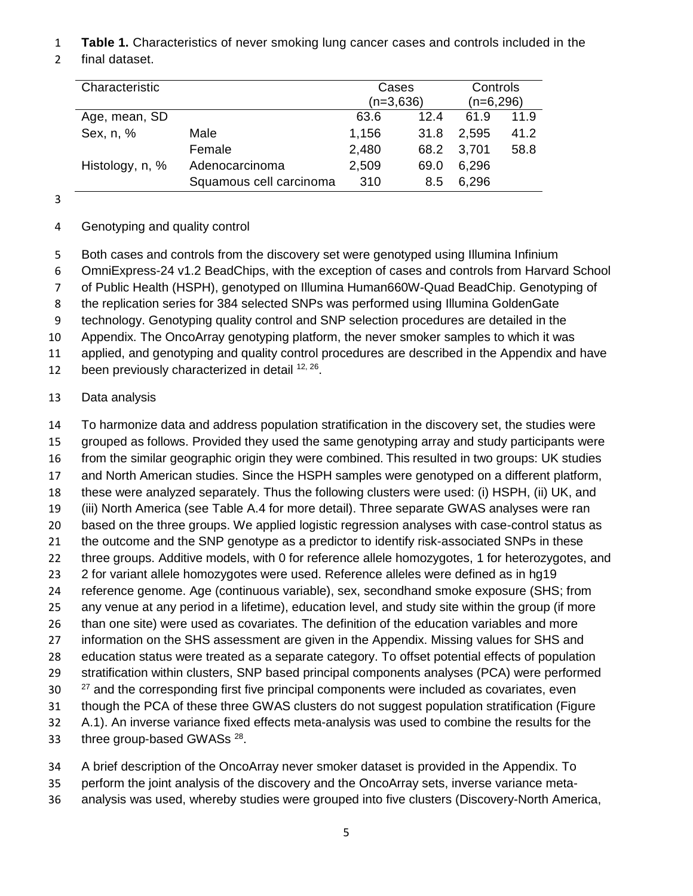**Table 1.** Characteristics of never smoking lung cancer cases and controls included in the final dataset.

| Characteristic | | Cases (n=3,636) | | Controls (n=6,296) | |
|---|---|---|---|---|---|
| Age, mean, SD | | 63.6 | 12.4 | 61.9 | 11.9 |
| Sex, n, % | Male | 1,156 | 31.8 | 2,595 | 41.2 |
| | Female | 2,480 | 68.2 | 3,701 | 58.8 |
| Histology, n, % | Adenocarcinoma | 2,509 | 69.0 | 6,296 | |
| | Squamous cell carcinoma | 310 | 8.5 | 6,296 | |

Genotyping and quality control

Both cases and controls from the discovery set were genotyped using Illumina Infinium OmniExpress-24 v1.2 BeadChips, with the exception of cases and controls from Harvard School of Public Health (HSPH), genotyped on Illumina Human660W-Quad BeadChip. Genotyping of the replication series for 384 selected SNPs was performed using Illumina GoldenGate technology. Genotyping quality control and SNP selection procedures are detailed in the Appendix. The OncoArray genotyping platform, the never smoker samples to which it was applied, and genotyping and quality control procedures are described in the Appendix and have been previously characterized in detail [12, 26].

Data analysis

To harmonize data and address population stratification in the discovery set, the studies were grouped as follows. Provided they used the same genotyping array and study participants were from the similar geographic origin they were combined. This resulted in two groups: UK studies and North American studies. Since the HSPH samples were genotyped on a different platform, these were analyzed separately. Thus the following clusters were used: (i) HSPH, (ii) UK, and (iii) North America (see Table A.4 for more detail). Three separate GWAS analyses were ran based on the three groups. We applied logistic regression analyses with case-control status as the outcome and the SNP genotype as a predictor to identify risk-associated SNPs in these three groups. Additive models, with 0 for reference allele homozygotes, 1 for heterozygotes, and 2 for variant allele homozygotes were used. Reference alleles were defined as in hg19 reference genome. Age (continuous variable), sex, secondhand smoke exposure (SHS; from any venue at any period in a lifetime), education level, and study site within the group (if more than one site) were used as covariates. The definition of the education variables and more information on the SHS assessment are given in the Appendix. Missing values for SHS and education status were treated as a separate category. To offset potential effects of population stratification within clusters, SNP based principal components analyses (PCA) were performed [27] and the corresponding first five principal components were included as covariates, even though the PCA of these three GWAS clusters do not suggest population stratification (Figure A.1). An inverse variance fixed effects meta-analysis was used to combine the results for the three group-based GWASs [28].

A brief description of the OncoArray never smoker dataset is provided in the Appendix. To perform the joint analysis of the discovery and the OncoArray sets, inverse variance meta-analysis was used, whereby studies were grouped into five clusters (Discovery-North America,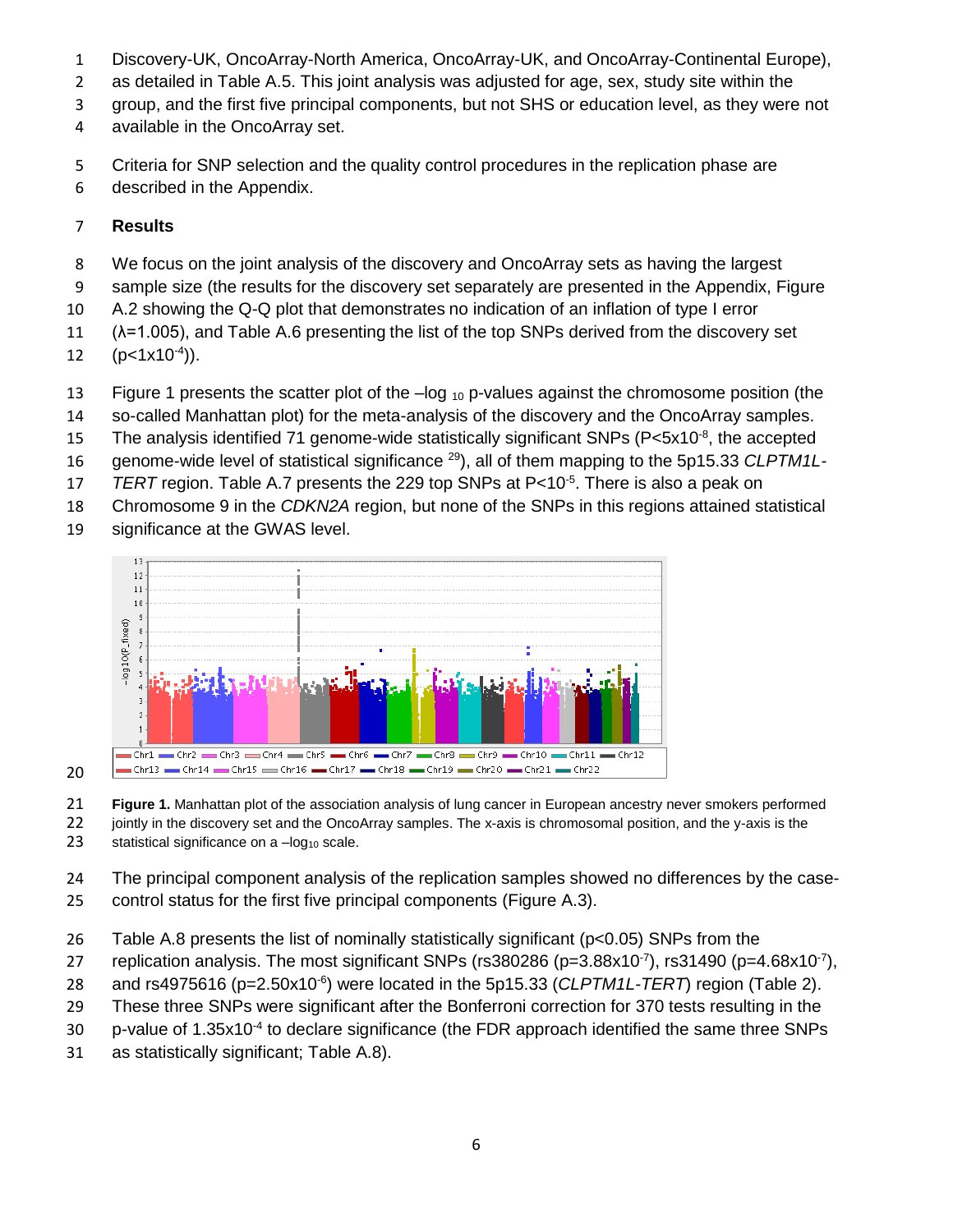Discovery-UK, OncoArray-North America, OncoArray-UK, and OncoArray-Continental Europe), as detailed in Table A.5. This joint analysis was adjusted for age, sex, study site within the group, and the first five principal components, but not SHS or education level, as they were not available in the OncoArray set.

Criteria for SNP selection and the quality control procedures in the replication phase are described in the Appendix.

## Results

We focus on the joint analysis of the discovery and OncoArray sets as having the largest sample size (the results for the discovery set separately are presented in the Appendix, Figure A.2 showing the Q-Q plot that demonstrates no indication of an inflation of type I error ($\lambda$=1.005), and Table A.6 presenting the list of the top SNPs derived from the discovery set ($p<1x10^{-4}$)).

Figure 1 presents the scatter plot of the $-\log_{10}$ p-values against the chromosome position (the so-called Manhattan plot) for the meta-analysis of the discovery and the OncoArray samples. The analysis identified 71 genome-wide statistically significant SNPs ($P<5x10^{-8}$, the accepted genome-wide level of statistical significance [29]), all of them mapping to the 5p15.33 *CLPTM1L-TERT* region. Table A.7 presents the 229 top SNPs at $P<10^{-5}$. There is also a peak on Chromosome 9 in the *CDKN2A* region, but none of the SNPs in this regions attained statistical significance at the GWAS level.

**Figure 1.** Manhattan plot of the association analysis of lung cancer in European ancestry never smokers performed jointly in the discovery set and the OncoArray samples. The x-axis is chromosomal position, and the y-axis is the statistical significance on a $-\log_{10}$ scale.

The principal component analysis of the replication samples showed no differences by the case-control status for the first five principal components (Figure A.3).

Table A.8 presents the list of nominally statistically significant ($p<0.05$) SNPs from the replication analysis. The most significant SNPs (rs380286 ($p=3.88x10^{-7}$), rs31490 ($p=4.68x10^{-7}$), and rs4975616 ($p=2.50x10^{-6}$) were located in the 5p15.33 (*CLPTM1L-TERT*) region (Table 2). These three SNPs were significant after the Bonferroni correction for 370 tests resulting in the p-value of $1.35x10^{-4}$ to declare significance (the FDR approach identified the same three SNPs as statistically significant; Table A.8).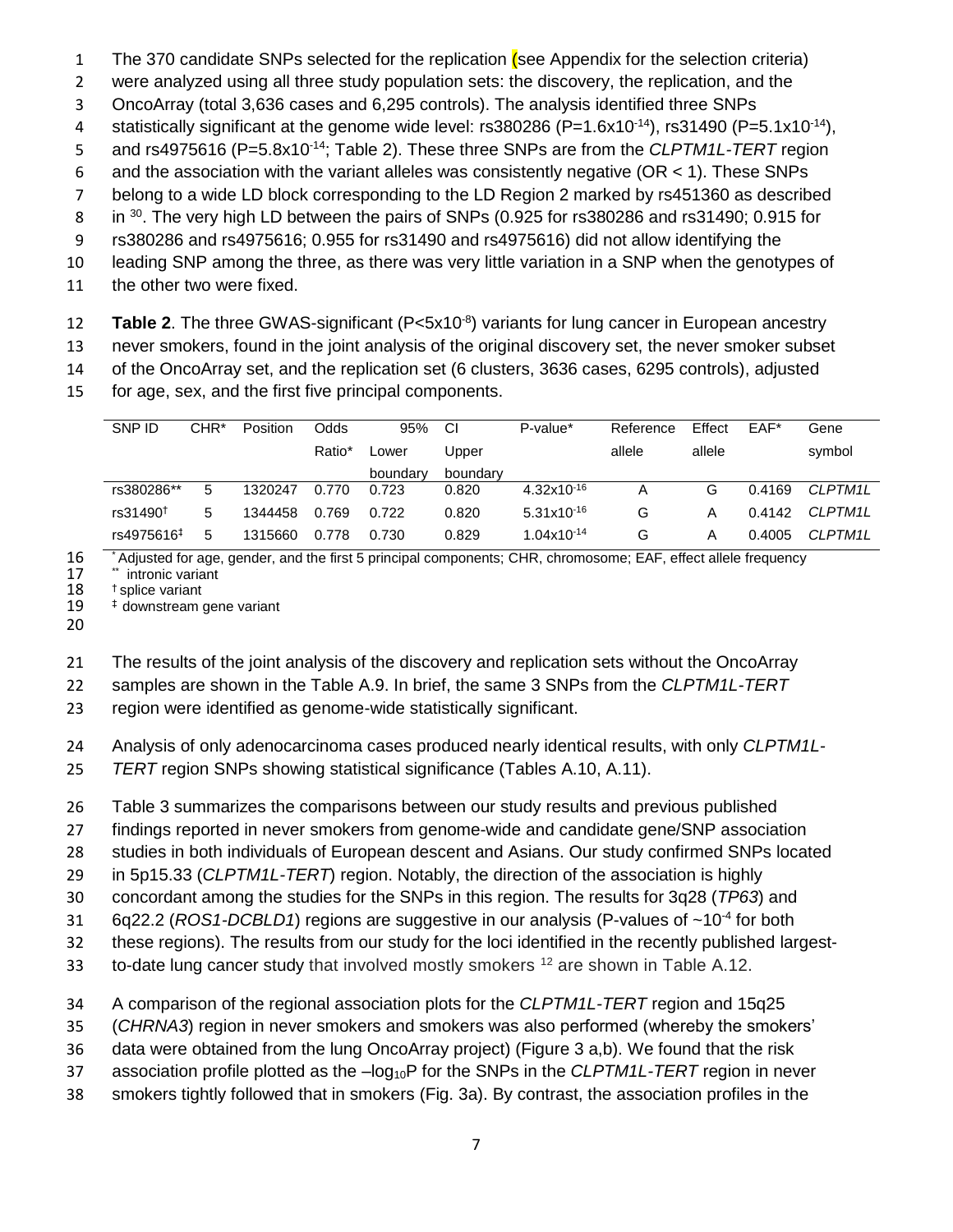The 370 candidate SNPs selected for the replication (see Appendix for the selection criteria) were analyzed using all three study population sets: the discovery, the replication, and the OncoArray (total 3,636 cases and 6,295 controls). The analysis identified three SNPs statistically significant at the genome wide level: rs380286 ($P=1.6x10^{-14}$), rs31490 ($P=5.1x10^{-14}$), and rs4975616 ($P=5.8x10^{-14}$; Table 2). These three SNPs are from the *CLPTM1L-TERT* region and the association with the variant alleles was consistently negative (OR < 1). These SNPs belong to a wide LD block corresponding to the LD Region 2 marked by rs451360 as described in [30]. The very high LD between the pairs of SNPs (0.925 for rs380286 and rs31490; 0.915 for rs380286 and rs4975616; 0.955 for rs31490 and rs4975616) did not allow identifying the leading SNP among the three, as there was very little variation in a SNP when the genotypes of the other two were fixed.

**Table 2**. The three GWAS-significant ($P<5x10^{-8}$) variants for lung cancer in European ancestry never smokers, found in the joint analysis of the original discovery set, the never smoker subset of the OncoArray set, and the replication set (6 clusters, 3636 cases, 6295 controls), adjusted for age, sex, and the first five principal components.

| SNP ID | CHR* | Position | Odds Ratio* | 95% CI Lower boundary | Upper boundary | P-value* | Reference allele | Effect allele | EAF* | Gene symbol |
|---|---|---|---|---|---|---|---|---|---|---|
| rs380286** | 5 | 1320247 | 0.770 | 0.723 | 0.820 | $4.32x10^{-16}$ | A | G | 0.4169 | *CLPTM1L* |
| rs31490† | 5 | 1344458 | 0.769 | 0.722 | 0.820 | $5.31x10^{-16}$ | G | A | 0.4142 | *CLPTM1L* |
| rs4975616‡ | 5 | 1315660 | 0.778 | 0.730 | 0.829 | $1.04x10^{-14}$ | G | A | 0.4005 | *CLPTM1L* |

\* Adjusted for age, gender, and the first 5 principal components; CHR, chromosome; EAF, effect allele frequency
** intronic variant
† splice variant
‡ downstream gene variant

The results of the joint analysis of the discovery and replication sets without the OncoArray samples are shown in the Table A.9. In brief, the same 3 SNPs from the *CLPTM1L-TERT* region were identified as genome-wide statistically significant.

Analysis of only adenocarcinoma cases produced nearly identical results, with only *CLPTM1L-TERT* region SNPs showing statistical significance (Tables A.10, A.11).

Table 3 summarizes the comparisons between our study results and previous published findings reported in never smokers from genome-wide and candidate gene/SNP association studies in both individuals of European descent and Asians. Our study confirmed SNPs located in 5p15.33 (*CLPTM1L-TERT*) region. Notably, the direction of the association is highly concordant among the studies for the SNPs in this region. The results for 3q28 (*TP63*) and 6q22.2 (*ROS1-DCBLD1*) regions are suggestive in our analysis (P-values of $\sim10^{-4}$ for both these regions). The results from our study for the loci identified in the recently published largest-to-date lung cancer study that involved mostly smokers [12] are shown in Table A.12.

A comparison of the regional association plots for the *CLPTM1L-TERT* region and 15q25 (*CHRNA3*) region in never smokers and smokers was also performed (whereby the smokers' data were obtained from the lung OncoArray project) (Figure 3 a,b). We found that the risk association profile plotted as the $-\log_{10}P$ for the SNPs in the *CLPTM1L-TERT* region in never smokers tightly followed that in smokers (Fig. 3a). By contrast, the association profiles in the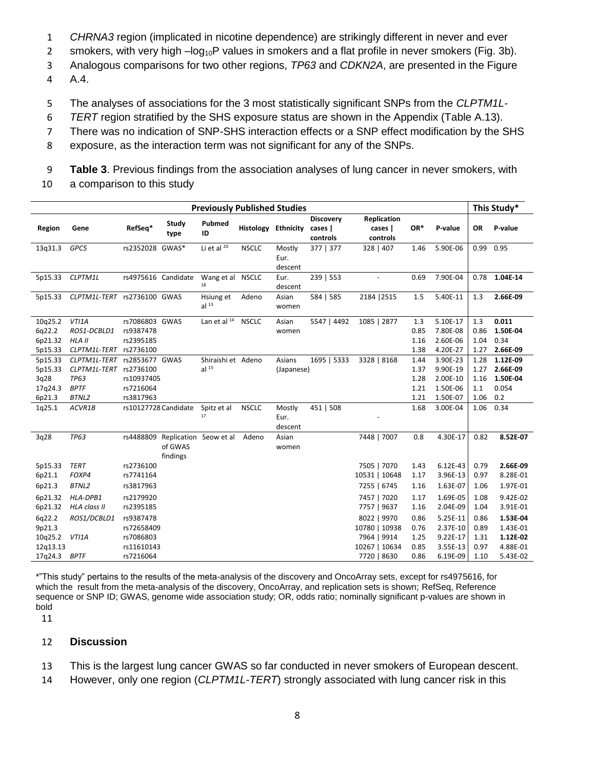*CHRNA3* region (implicated in nicotine dependence) are strikingly different in never and ever smokers, with very high $-\log_{10}P$ values in smokers and a flat profile in never smokers (Fig. 3b). Analogous comparisons for two other regions, *TP63* and *CDKN2A*, are presented in the Figure A.4.

The analyses of associations for the 3 most statistically significant SNPs from the *CLPTM1L-TERT* region stratified by the SHS exposure status are shown in the Appendix (Table A.13). There was no indication of SNP-SHS interaction effects or a SNP effect modification by the SHS exposure, as the interaction term was not significant for any of the SNPs.

**Table 3**. Previous findings from the association analyses of lung cancer in never smokers, with a comparison to this study

| Previously Published Studies | | | | | | | | | | | This Study* | |
|---|---|---|---|---|---|---|---|---|---|---|---|---|
| **Region** | **Gene** | **RefSeq*** | **Study type** | **Pubmed ID** | **Histology** | **Ethnicity** | **Discovery cases \| controls** | **Replication cases \| controls** | **OR*** | **P-value** | **OR** | **P-value** |
| 13q31.3 | *GPC5* | rs2352028 | GWAS* | Li et al [20] | NSCLC | Mostly Eur. descent | 377 \| 377 | 328 \| 407 | 1.46 | 5.90E-06 | 0.99 | 0.95 |
| 5p15.33 | *CLPTM1L* | rs4975616 | Candidate | Wang et al [18] | NSCLC | Eur. descent | 239 \| 553 | - | 0.69 | 7.90E-04 | 0.78 | **1.04E-14** |
| 5p15.33 | *CLPTM1L-TERT* | rs2736100 | GWAS | Hsiung et al [13] | Adeno | Asian women | 584 \| 585 | 2184 \|2515 | 1.5 | 5.40E-11 | 1.3 | **2.66E-09** |
| 10q25.2 | *VTI1A* | rs7086803 | GWAS | Lan et al [14] | NSCLC | Asian women | 5547 \| 4492 | 1085 \| 2877 | 1.3 | 5.10E-17 | 1.3 | **0.011** |
| 6q22.2 | *ROS1-DCBLD1* | rs9387478 | | | | | | | 0.85 | 7.80E-08 | 0.86 | **1.50E-04** |
| 6p21.32 | *HLA II* | rs2395185 | | | | | | | 1.16 | 2.60E-06 | 1.04 | 0.34 |
| 5p15.33 | *CLPTM1L-TERT* | rs2736100 | | | | | | | 1.38 | 4.20E-27 | 1.27 | **2.66E-09** |
| 5p15.33 | *CLPTM1L-TERT* | rs2853677 | GWAS | Shiraishi et al [15] | Adeno | Asians (Japanese) | 1695 \| 5333 | 3328 \| 8168 | 1.44 | 3.90E-23 | 1.28 | **1.12E-09** |
| 5p15.33 | *CLPTM1L-TERT* | rs2736100 | | | | | | | 1.37 | 9.90E-19 | 1.27 | **2.66E-09** |
| 3q28 | *TP63* | rs10937405 | | | | | | | 1.28 | 2.00E-10 | 1.16 | **1.50E-04** |
| 17q24.3 | *BPTF* | rs7216064 | | | | | | | 1.21 | 1.50E-06 | 1.1 | 0.054 |
| 6p21.3 | *BTNL2* | rs3817963 | | | | | | | 1.21 | 1.50E-07 | 1.06 | 0.2 |
| 1q25.1 | *ACVR1B* | rs10127728 | Candidate | Spitz et al [17] | NSCLC | Mostly Eur. descent | 451 \| 508 | - | 1.68 | 3.00E-04 | 1.06 | 0.34 |
| 3q28 | *TP63* | rs4488809 | Replication of GWAS findings | Seow et al | Adeno | Asian women | | 7448 \| 7007 | 0.8 | 4.30E-17 | 0.82 | **8.52E-07** |
| 5p15.33 | *TERT* | rs2736100 | | | | | | 7505 \| 7070 | 1.43 | 6.12E-43 | 0.79 | **2.66E-09** |
| 6p21.1 | *FOXP4* | rs7741164 | | | | | | 10531 \| 10648 | 1.17 | 3.96E-13 | 0.97 | 8.28E-01 |
| 6p21.3 | *BTNL2* | rs3817963 | | | | | | 7255 \| 6745 | 1.16 | 1.63E-07 | 1.06 | 1.97E-01 |
| 6p21.32 | *HLA-DPB1* | rs2179920 | | | | | | 7457 \| 7020 | 1.17 | 1.69E-05 | 1.08 | 9.42E-02 |
| 6p21.32 | *HLA class II* | rs2395185 | | | | | | 7757 \| 9637 | 1.16 | 2.04E-09 | 1.04 | 3.91E-01 |
| 6q22.2 | *ROS1/DCBLD1* | rs9387478 | | | | | | 8022 \| 9970 | 0.86 | 5.25E-11 | 0.86 | **1.53E-04** |
| 9p21.3 | | rs72658409 | | | | | | 10780 \| 10938 | 0.76 | 2.37E-10 | 0.89 | 1.43E-01 |
| 10q25.2 | *VTI1A* | rs7086803 | | | | | | 7964 \| 9914 | 1.25 | 9.22E-17 | 1.31 | **1.12E-02** |
| 12q13.13 | | rs11610143 | | | | | | 10267 \| 10634 | 0.85 | 3.55E-13 | 0.97 | 4.88E-01 |
| 17q24.3 | *BPTF* | rs7216064 | | | | | | 7720 \| 8630 | 0.86 | 6.19E-09 | 1.10 | 5.43E-02 |

*"This study" pertains to the results of the meta-analysis of the discovery and OncoArray sets, except for rs4975616, for which the result from the meta-analysis of the discovery, OncoArray, and replication sets is shown; RefSeq, Reference sequence or SNP ID; GWAS, genome wide association study; OR, odds ratio; nominally significant p-values are shown in bold

## Discussion

This is the largest lung cancer GWAS so far conducted in never smokers of European descent. However, only one region (*CLPTM1L-TERT*) strongly associated with lung cancer risk in this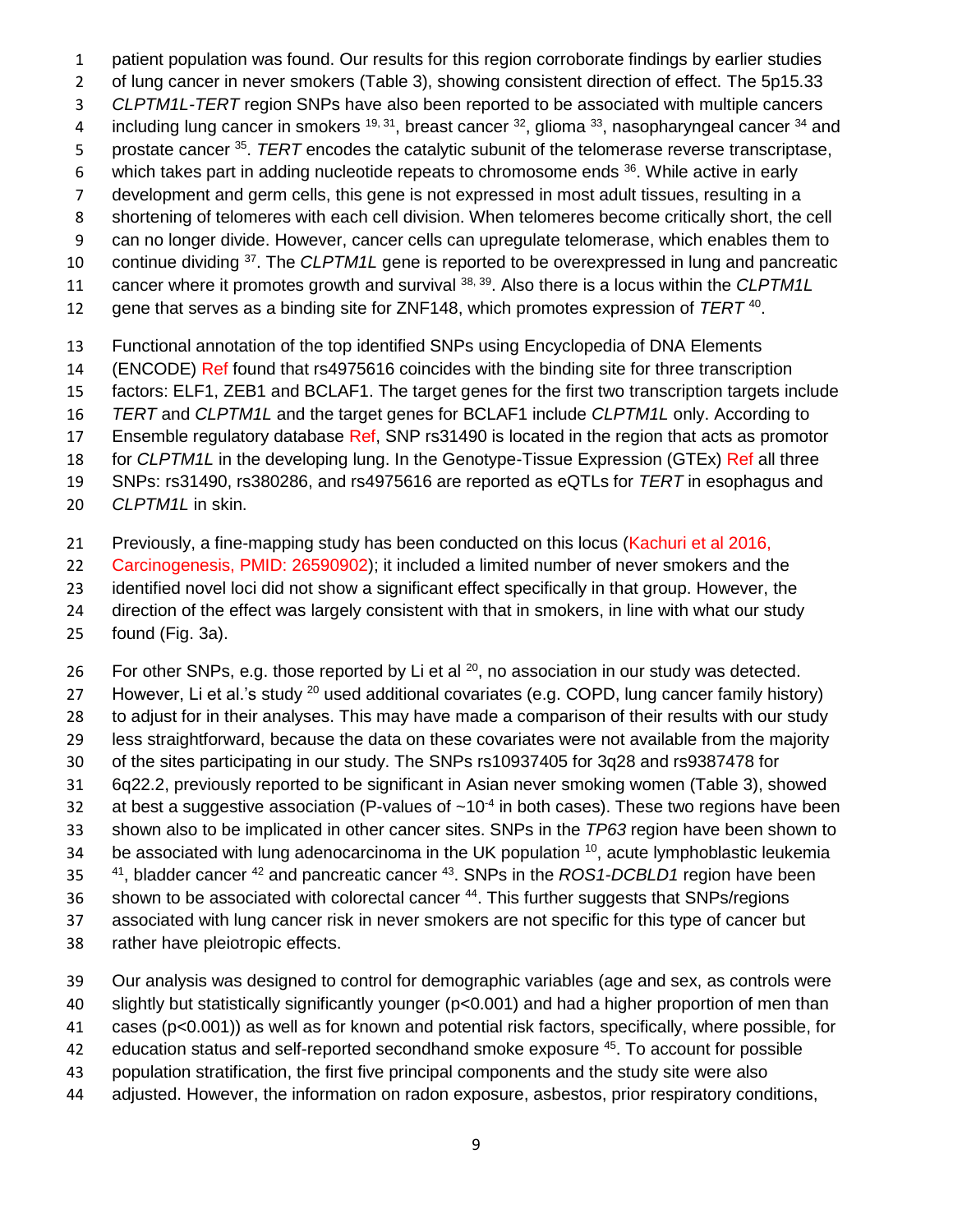patient population was found. Our results for this region corroborate findings by earlier studies of lung cancer in never smokers (Table 3), showing consistent direction of effect. The 5p15.33 *CLPTM1L-TERT* region SNPs have also been reported to be associated with multiple cancers including lung cancer in smokers [19, 31], breast cancer [32], glioma [33], nasopharyngeal cancer [34] and prostate cancer [35]. *TERT* encodes the catalytic subunit of the telomerase reverse transcriptase, which takes part in adding nucleotide repeats to chromosome ends [36]. While active in early development and germ cells, this gene is not expressed in most adult tissues, resulting in a shortening of telomeres with each cell division. When telomeres become critically short, the cell can no longer divide. However, cancer cells can upregulate telomerase, which enables them to continue dividing [37]. The *CLPTM1L* gene is reported to be overexpressed in lung and pancreatic cancer where it promotes growth and survival [38, 39]. Also there is a locus within the *CLPTM1L* gene that serves as a binding site for ZNF148, which promotes expression of *TERT* [40].

Functional annotation of the top identified SNPs using Encyclopedia of DNA Elements (ENCODE) Ref found that rs4975616 coincides with the binding site for three transcription factors: ELF1, ZEB1 and BCLAF1. The target genes for the first two transcription targets include *TERT* and *CLPTM1L* and the target genes for BCLAF1 include *CLPTM1L* only. According to Ensemble regulatory database Ref, SNP rs31490 is located in the region that acts as promotor for *CLPTM1L* in the developing lung. In the Genotype-Tissue Expression (GTEx) Ref all three SNPs: rs31490, rs380286, and rs4975616 are reported as eQTLs for *TERT* in esophagus and *CLPTM1L* in skin.

Previously, a fine-mapping study has been conducted on this locus (Kachuri et al 2016, Carcinogenesis, PMID: 26590902); it included a limited number of never smokers and the identified novel loci did not show a significant effect specifically in that group. However, the direction of the effect was largely consistent with that in smokers, in line with what our study found (Fig. 3a).

For other SNPs, e.g. those reported by Li et al [20], no association in our study was detected. However, Li et al.'s study [20] used additional covariates (e.g. COPD, lung cancer family history) to adjust for in their analyses. This may have made a comparison of their results with our study less straightforward, because the data on these covariates were not available from the majority of the sites participating in our study. The SNPs rs10937405 for 3q28 and rs9387478 for 6q22.2, previously reported to be significant in Asian never smoking women (Table 3), showed at best a suggestive association (P-values of $\sim 10^{-4}$ in both cases). These two regions have been shown also to be implicated in other cancer sites. SNPs in the *TP63* region have been shown to be associated with lung adenocarcinoma in the UK population [10], acute lymphoblastic leukemia [41], bladder cancer [42] and pancreatic cancer [43]. SNPs in the *ROS1-DCBLD1* region have been shown to be associated with colorectal cancer [44]. This further suggests that SNPs/regions associated with lung cancer risk in never smokers are not specific for this type of cancer but rather have pleiotropic effects.

Our analysis was designed to control for demographic variables (age and sex, as controls were slightly but statistically significantly younger ($p<0.001$) and had a higher proportion of men than cases ($p<0.001$)) as well as for known and potential risk factors, specifically, where possible, for education status and self-reported secondhand smoke exposure [45]. To account for possible population stratification, the first five principal components and the study site were also adjusted. However, the information on radon exposure, asbestos, prior respiratory conditions,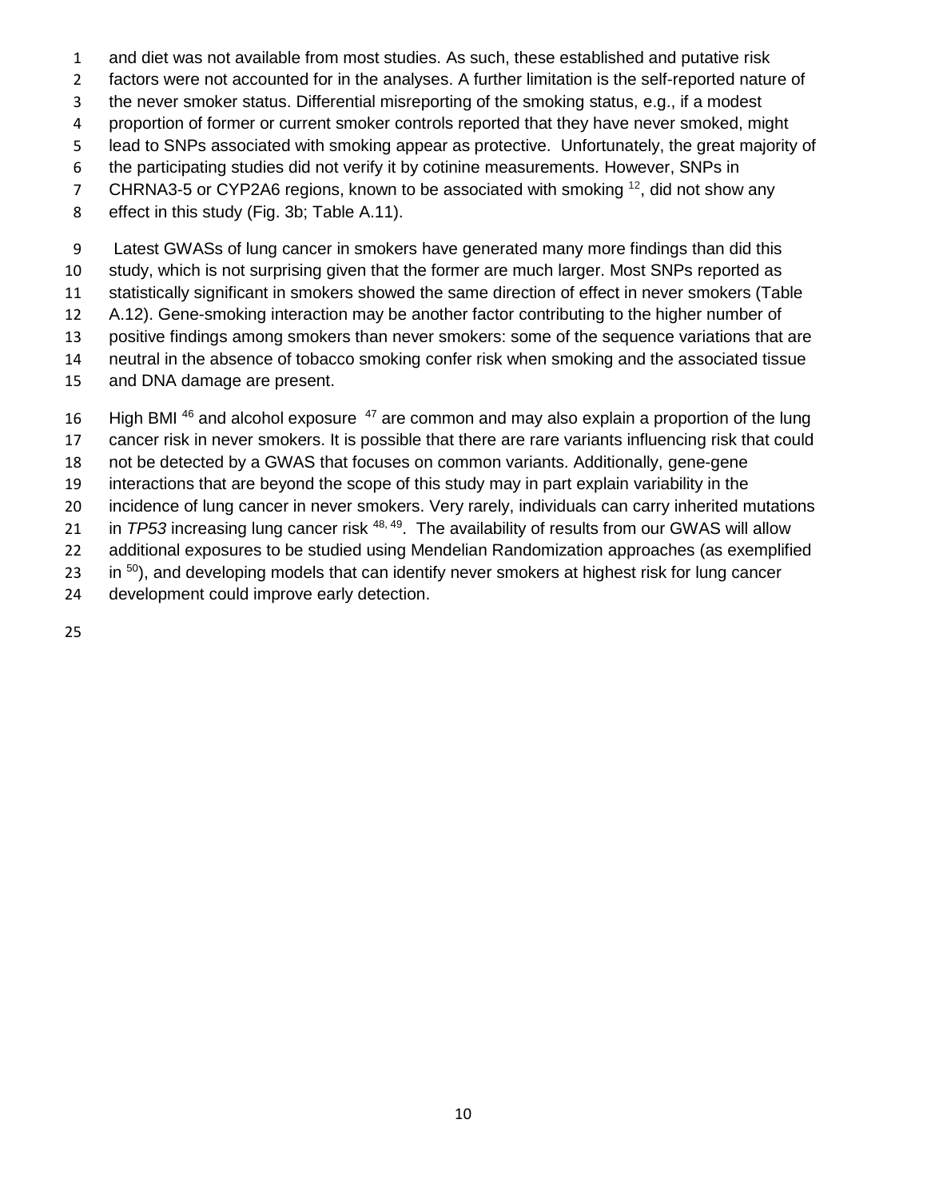and diet was not available from most studies. As such, these established and putative risk factors were not accounted for in the analyses. A further limitation is the self-reported nature of the never smoker status. Differential misreporting of the smoking status, e.g., if a modest proportion of former or current smoker controls reported that they have never smoked, might lead to SNPs associated with smoking appear as protective. Unfortunately, the great majority of the participating studies did not verify it by cotinine measurements. However, SNPs in CHRNA3-5 or CYP2A6 regions, known to be associated with smoking [12], did not show any effect in this study (Fig. 3b; Table A.11).

Latest GWASs of lung cancer in smokers have generated many more findings than did this study, which is not surprising given that the former are much larger. Most SNPs reported as statistically significant in smokers showed the same direction of effect in never smokers (Table A.12). Gene-smoking interaction may be another factor contributing to the higher number of positive findings among smokers than never smokers: some of the sequence variations that are neutral in the absence of tobacco smoking confer risk when smoking and the associated tissue and DNA damage are present.

High BMI [46] and alcohol exposure [47] are common and may also explain a proportion of the lung cancer risk in never smokers. It is possible that there are rare variants influencing risk that could not be detected by a GWAS that focuses on common variants. Additionally, gene-gene interactions that are beyond the scope of this study may in part explain variability in the incidence of lung cancer in never smokers. Very rarely, individuals can carry inherited mutations in *TP53* increasing lung cancer risk [48, 49]. The availability of results from our GWAS will allow additional exposures to be studied using Mendelian Randomization approaches (as exemplified in [50]), and developing models that can identify never smokers at highest risk for lung cancer development could improve early detection.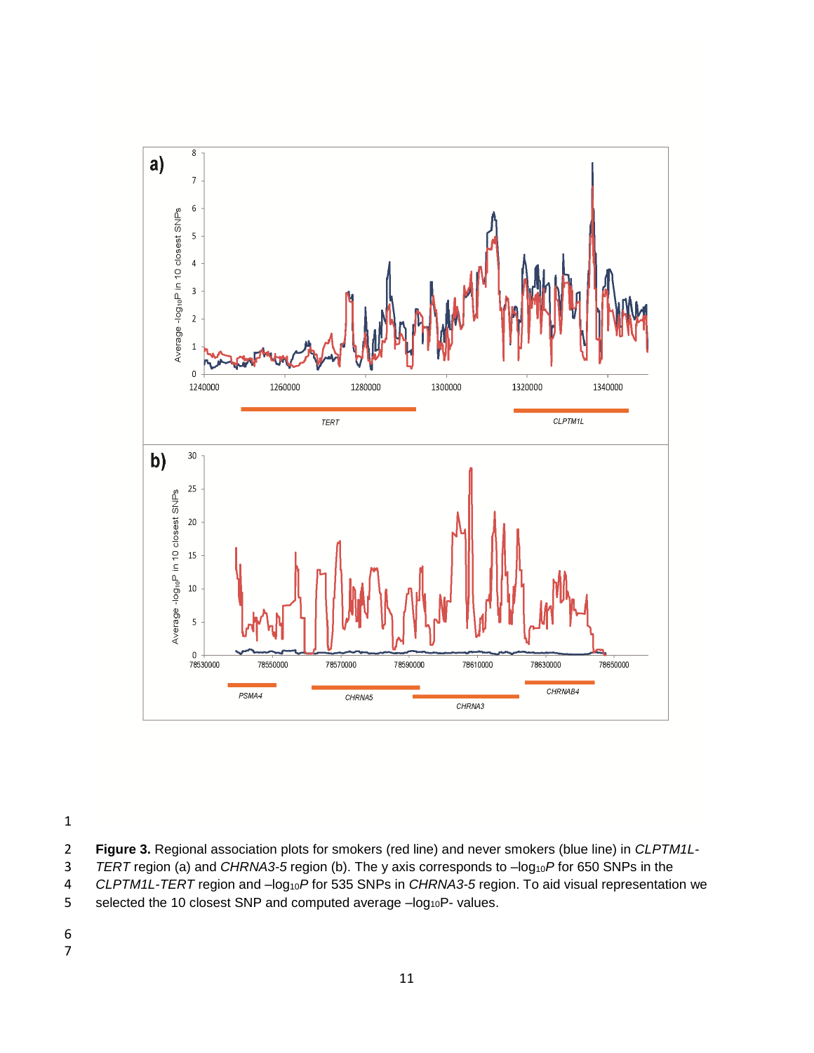**Figure 3.** Regional association plots for smokers (red line) and never smokers (blue line) in *CLPTM1L-TERT* region (a) and *CHRNA3-5* region (b). The y axis corresponds to $-\log_{10}P$ for 650 SNPs in the *CLPTM1L-TERT* region and $-\log_{10}P$ for 535 SNPs in *CHRNA3-5* region. To aid visual representation we selected the 10 closest SNP and computed average $-\log_{10}$P- values.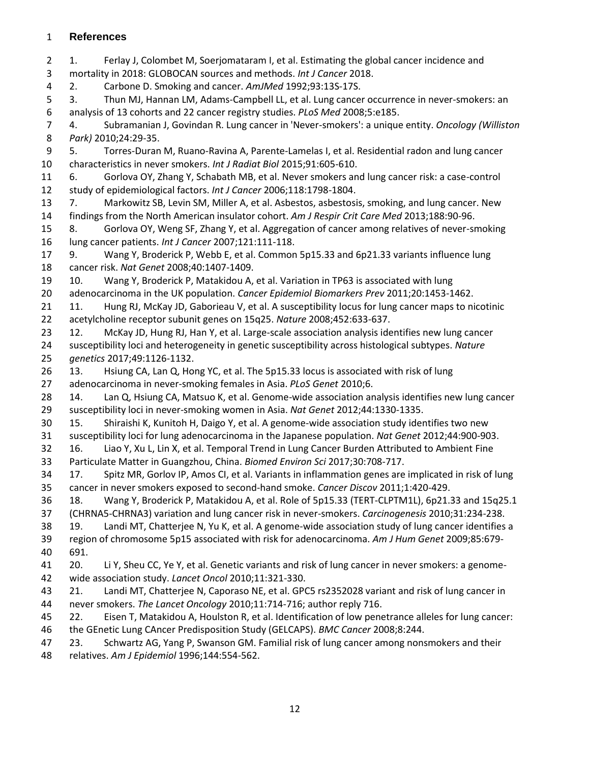# References

1. Ferlay J, Colombet M, Soerjomataram I, et al. Estimating the global cancer incidence and mortality in 2018: GLOBOCAN sources and methods. *Int J Cancer* 2018.
2. Carbone D. Smoking and cancer. *AmJMed* 1992;93:13S-17S.
3. Thun MJ, Hannan LM, Adams-Campbell LL, et al. Lung cancer occurrence in never-smokers: an analysis of 13 cohorts and 22 cancer registry studies. *PLoS Med* 2008;5:e185.
4. Subramanian J, Govindan R. Lung cancer in 'Never-smokers': a unique entity. *Oncology (Williston Park)* 2010;24:29-35.
5. Torres-Duran M, Ruano-Ravina A, Parente-Lamelas I, et al. Residential radon and lung cancer characteristics in never smokers. *Int J Radiat Biol* 2015;91:605-610.
6. Gorlova OY, Zhang Y, Schabath MB, et al. Never smokers and lung cancer risk: a case-control study of epidemiological factors. *Int J Cancer* 2006;118:1798-1804.
7. Markowitz SB, Levin SM, Miller A, et al. Asbestos, asbestosis, smoking, and lung cancer. New findings from the North American insulator cohort. *Am J Respir Crit Care Med* 2013;188:90-96.
8. Gorlova OY, Weng SF, Zhang Y, et al. Aggregation of cancer among relatives of never-smoking lung cancer patients. *Int J Cancer* 2007;121:111-118.
9. Wang Y, Broderick P, Webb E, et al. Common 5p15.33 and 6p21.33 variants influence lung cancer risk. *Nat Genet* 2008;40:1407-1409.
10. Wang Y, Broderick P, Matakidou A, et al. Variation in TP63 is associated with lung adenocarcinoma in the UK population. *Cancer Epidemiol Biomarkers Prev* 2011;20:1453-1462.
11. Hung RJ, McKay JD, Gaborieau V, et al. A susceptibility locus for lung cancer maps to nicotinic acetylcholine receptor subunit genes on 15q25. *Nature* 2008;452:633-637.
12. McKay JD, Hung RJ, Han Y, et al. Large-scale association analysis identifies new lung cancer susceptibility loci and heterogeneity in genetic susceptibility across histological subtypes. *Nature genetics* 2017;49:1126-1132.
13. Hsiung CA, Lan Q, Hong YC, et al. The 5p15.33 locus is associated with risk of lung adenocarcinoma in never-smoking females in Asia. *PLoS Genet* 2010;6.
14. Lan Q, Hsiung CA, Matsuo K, et al. Genome-wide association analysis identifies new lung cancer susceptibility loci in never-smoking women in Asia. *Nat Genet* 2012;44:1330-1335.
15. Shiraishi K, Kunitoh H, Daigo Y, et al. A genome-wide association study identifies two new susceptibility loci for lung adenocarcinoma in the Japanese population. *Nat Genet* 2012;44:900-903.
16. Liao Y, Xu L, Lin X, et al. Temporal Trend in Lung Cancer Burden Attributed to Ambient Fine Particulate Matter in Guangzhou, China. *Biomed Environ Sci* 2017;30:708-717.
17. Spitz MR, Gorlov IP, Amos CI, et al. Variants in inflammation genes are implicated in risk of lung cancer in never smokers exposed to second-hand smoke. *Cancer Discov* 2011;1:420-429.
18. Wang Y, Broderick P, Matakidou A, et al. Role of 5p15.33 (TERT-CLPTM1L), 6p21.33 and 15q25.1 (CHRNA5-CHRNA3) variation and lung cancer risk in never-smokers. *Carcinogenesis* 2010;31:234-238.
19. Landi MT, Chatterjee N, Yu K, et al. A genome-wide association study of lung cancer identifies a region of chromosome 5p15 associated with risk for adenocarcinoma. *Am J Hum Genet* 2009;85:679-691.
20. Li Y, Sheu CC, Ye Y, et al. Genetic variants and risk of lung cancer in never smokers: a genome-wide association study. *Lancet Oncol* 2010;11:321-330.
21. Landi MT, Chatterjee N, Caporaso NE, et al. GPC5 rs2352028 variant and risk of lung cancer in never smokers. *The Lancet Oncology* 2010;11:714-716; author reply 716.
22. Eisen T, Matakidou A, Houlston R, et al. Identification of low penetrance alleles for lung cancer: the GEnetic Lung CAncer Predisposition Study (GELCAPS). *BMC Cancer* 2008;8:244.
23. Schwartz AG, Yang P, Swanson GM. Familial risk of lung cancer among nonsmokers and their relatives. *Am J Epidemiol* 1996;144:554-562.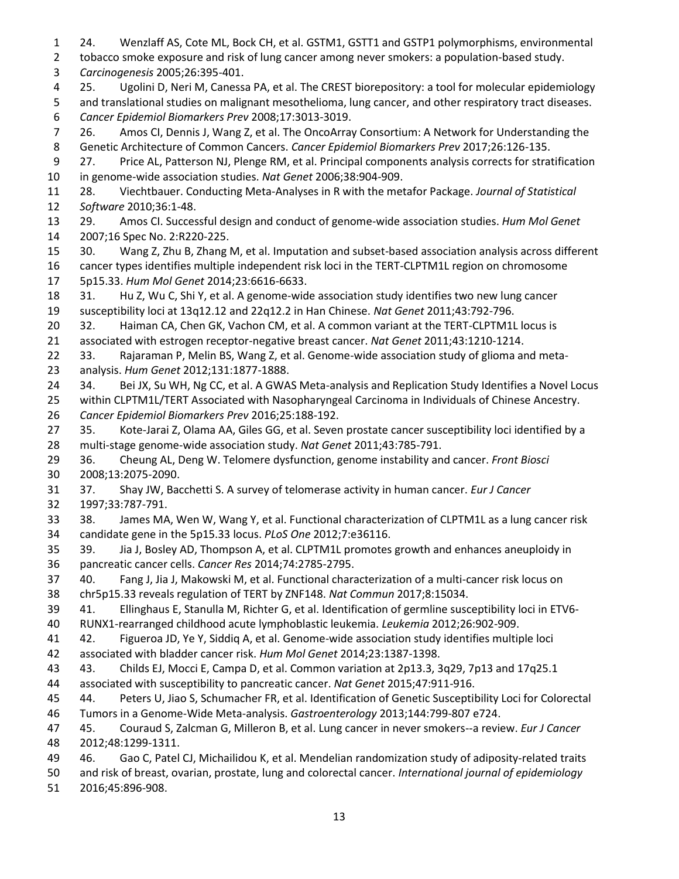24. Wenzlaff AS, Cote ML, Bock CH, et al. GSTM1, GSTT1 and GSTP1 polymorphisms, environmental tobacco smoke exposure and risk of lung cancer among never smokers: a population-based study. *Carcinogenesis* 2005;26:395-401.

25. Ugolini D, Neri M, Canessa PA, et al. The CREST biorepository: a tool for molecular epidemiology and translational studies on malignant mesothelioma, lung cancer, and other respiratory tract diseases. *Cancer Epidemiol Biomarkers Prev* 2008;17:3013-3019.

26. Amos CI, Dennis J, Wang Z, et al. The OncoArray Consortium: A Network for Understanding the Genetic Architecture of Common Cancers. *Cancer Epidemiol Biomarkers Prev* 2017;26:126-135.

27. Price AL, Patterson NJ, Plenge RM, et al. Principal components analysis corrects for stratification in genome-wide association studies. *Nat Genet* 2006;38:904-909.

28. Viechtbauer. Conducting Meta-Analyses in R with the metafor Package. *Journal of Statistical Software* 2010;36:1-48.

29. Amos CI. Successful design and conduct of genome-wide association studies. *Hum Mol Genet* 2007;16 Spec No. 2:R220-225.

30. Wang Z, Zhu B, Zhang M, et al. Imputation and subset-based association analysis across different cancer types identifies multiple independent risk loci in the TERT-CLPTM1L region on chromosome 5p15.33. *Hum Mol Genet* 2014;23:6616-6633.

31. Hu Z, Wu C, Shi Y, et al. A genome-wide association study identifies two new lung cancer susceptibility loci at 13q12.12 and 22q12.2 in Han Chinese. *Nat Genet* 2011;43:792-796.

32. Haiman CA, Chen GK, Vachon CM, et al. A common variant at the TERT-CLPTM1L locus is associated with estrogen receptor-negative breast cancer. *Nat Genet* 2011;43:1210-1214.

33. Rajaraman P, Melin BS, Wang Z, et al. Genome-wide association study of glioma and meta-analysis. *Hum Genet* 2012;131:1877-1888.

34. Bei JX, Su WH, Ng CC, et al. A GWAS Meta-analysis and Replication Study Identifies a Novel Locus within CLPTM1L/TERT Associated with Nasopharyngeal Carcinoma in Individuals of Chinese Ancestry. *Cancer Epidemiol Biomarkers Prev* 2016;25:188-192.

35. Kote-Jarai Z, Olama AA, Giles GG, et al. Seven prostate cancer susceptibility loci identified by a multi-stage genome-wide association study. *Nat Genet* 2011;43:785-791.

36. Cheung AL, Deng W. Telomere dysfunction, genome instability and cancer. *Front Biosci* 2008;13:2075-2090.

37. Shay JW, Bacchetti S. A survey of telomerase activity in human cancer. *Eur J Cancer* 1997;33:787-791.

38. James MA, Wen W, Wang Y, et al. Functional characterization of CLPTM1L as a lung cancer risk candidate gene in the 5p15.33 locus. *PLoS One* 2012;7:e36116.

39. Jia J, Bosley AD, Thompson A, et al. CLPTM1L promotes growth and enhances aneuploidy in pancreatic cancer cells. *Cancer Res* 2014;74:2785-2795.

40. Fang J, Jia J, Makowski M, et al. Functional characterization of a multi-cancer risk locus on chr5p15.33 reveals regulation of TERT by ZNF148. *Nat Commun* 2017;8:15034.

41. Ellinghaus E, Stanulla M, Richter G, et al. Identification of germline susceptibility loci in ETV6-RUNX1-rearranged childhood acute lymphoblastic leukemia. *Leukemia* 2012;26:902-909.

42. Figueroa JD, Ye Y, Siddiq A, et al. Genome-wide association study identifies multiple loci associated with bladder cancer risk. *Hum Mol Genet* 2014;23:1387-1398.

43. Childs EJ, Mocci E, Campa D, et al. Common variation at 2p13.3, 3q29, 7p13 and 17q25.1 associated with susceptibility to pancreatic cancer. *Nat Genet* 2015;47:911-916.

44. Peters U, Jiao S, Schumacher FR, et al. Identification of Genetic Susceptibility Loci for Colorectal Tumors in a Genome-Wide Meta-analysis. *Gastroenterology* 2013;144:799-807 e724.

45. Couraud S, Zalcman G, Milleron B, et al. Lung cancer in never smokers--a review. *Eur J Cancer* 2012;48:1299-1311.

46. Gao C, Patel CJ, Michailidou K, et al. Mendelian randomization study of adiposity-related traits and risk of breast, ovarian, prostate, lung and colorectal cancer. *International journal of epidemiology* 2016;45:896-908.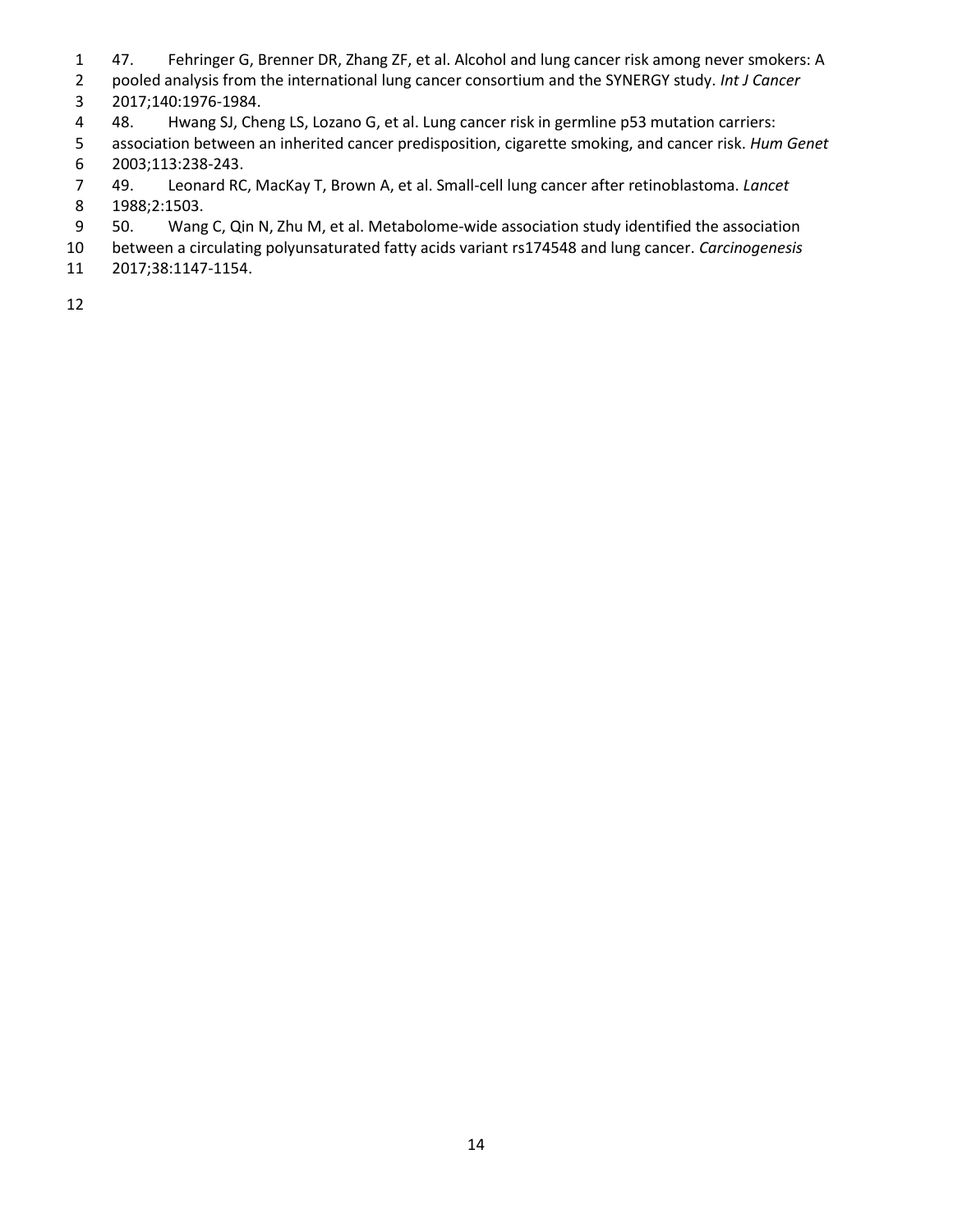47. Fehringer G, Brenner DR, Zhang ZF, et al. Alcohol and lung cancer risk among never smokers: A pooled analysis from the international lung cancer consortium and the SYNERGY study. *Int J Cancer* 2017;140:1976-1984.

48. Hwang SJ, Cheng LS, Lozano G, et al. Lung cancer risk in germline p53 mutation carriers: association between an inherited cancer predisposition, cigarette smoking, and cancer risk. *Hum Genet* 2003;113:238-243.

49. Leonard RC, MacKay T, Brown A, et al. Small-cell lung cancer after retinoblastoma. *Lancet* 1988;2:1503.

50. Wang C, Qin N, Zhu M, et al. Metabolome-wide association study identified the association between a circulating polyunsaturated fatty acids variant rs174548 and lung cancer. *Carcinogenesis* 2017;38:1147-1154.